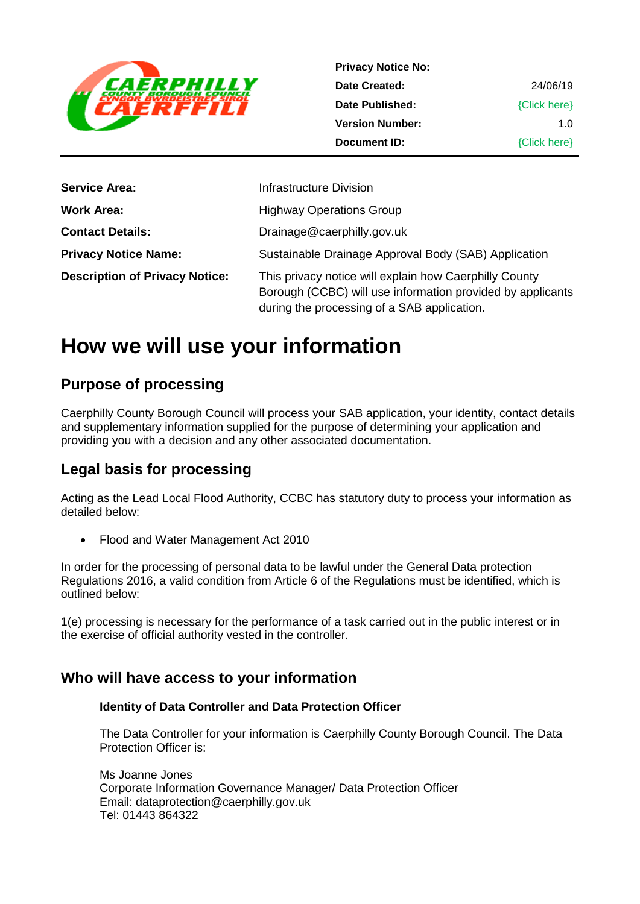| | |
|---|---|
| **Privacy Notice No:** | |
| **Date Created:** | 24/06/19 |
| **Date Published:** | {Click here} |
| **Version Number:** | 1.0 |
| **Document ID:** | {Click here} |

| | |
|---|---|
| **Service Area:** | Infrastructure Division |
| **Work Area:** | Highway Operations Group |
| **Contact Details:** | Drainage@caerphilly.gov.uk |
| **Privacy Notice Name:** | Sustainable Drainage Approval Body (SAB) Application |
| **Description of Privacy Notice:** | This privacy notice will explain how Caerphilly County Borough (CCBC) will use information provided by applicants during the processing of a SAB application. |

# How we will use your information

## Purpose of processing

Caerphilly County Borough Council will process your SAB application, your identity, contact details and supplementary information supplied for the purpose of determining your application and providing you with a decision and any other associated documentation.

## Legal basis for processing

Acting as the Lead Local Flood Authority, CCBC has statutory duty to process your information as detailed below:

- Flood and Water Management Act 2010

In order for the processing of personal data to be lawful under the General Data protection Regulations 2016, a valid condition from Article 6 of the Regulations must be identified, which is outlined below:

1(e) processing is necessary for the performance of a task carried out in the public interest or in the exercise of official authority vested in the controller.

## Who will have access to your information

### Identity of Data Controller and Data Protection Officer

The Data Controller for your information is Caerphilly County Borough Council. The Data Protection Officer is:

Ms Joanne Jones
Corporate Information Governance Manager/ Data Protection Officer
Email: dataprotection@caerphilly.gov.uk
Tel: 01443 864322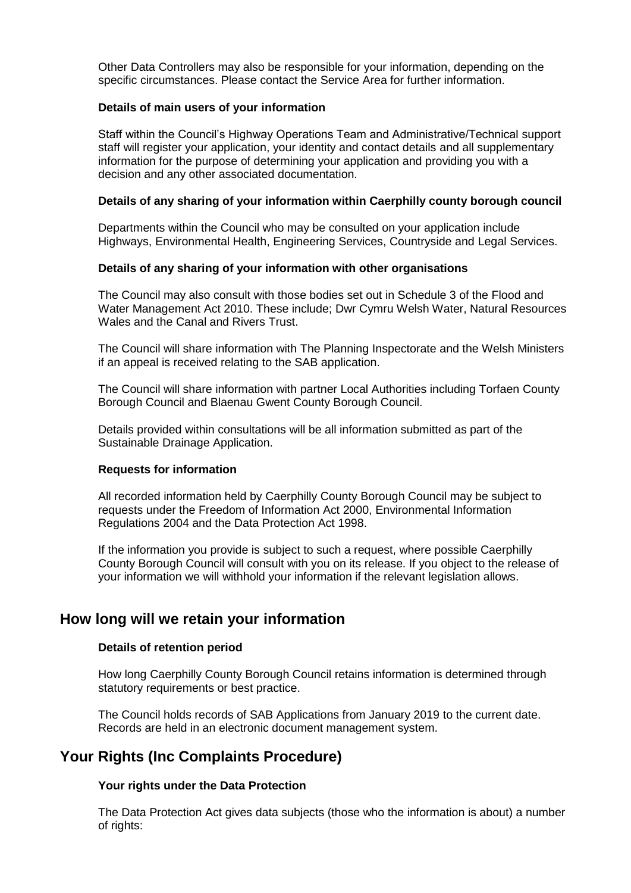Other Data Controllers may also be responsible for your information, depending on the specific circumstances. Please contact the Service Area for further information.

### Details of main users of your information

Staff within the Council's Highway Operations Team and Administrative/Technical support staff will register your application, your identity and contact details and all supplementary information for the purpose of determining your application and providing you with a decision and any other associated documentation.

### Details of any sharing of your information within Caerphilly county borough council

Departments within the Council who may be consulted on your application include Highways, Environmental Health, Engineering Services, Countryside and Legal Services.

### Details of any sharing of your information with other organisations

The Council may also consult with those bodies set out in Schedule 3 of the Flood and Water Management Act 2010. These include; Dwr Cymru Welsh Water, Natural Resources Wales and the Canal and Rivers Trust.

The Council will share information with The Planning Inspectorate and the Welsh Ministers if an appeal is received relating to the SAB application.

The Council will share information with partner Local Authorities including Torfaen County Borough Council and Blaenau Gwent County Borough Council.

Details provided within consultations will be all information submitted as part of the Sustainable Drainage Application.

### Requests for information

All recorded information held by Caerphilly County Borough Council may be subject to requests under the Freedom of Information Act 2000, Environmental Information Regulations 2004 and the Data Protection Act 1998.

If the information you provide is subject to such a request, where possible Caerphilly County Borough Council will consult with you on its release. If you object to the release of your information we will withhold your information if the relevant legislation allows.

## How long will we retain your information

### Details of retention period

How long Caerphilly County Borough Council retains information is determined through statutory requirements or best practice.

The Council holds records of SAB Applications from January 2019 to the current date. Records are held in an electronic document management system.

## Your Rights (Inc Complaints Procedure)

### Your rights under the Data Protection

The Data Protection Act gives data subjects (those who the information is about) a number of rights: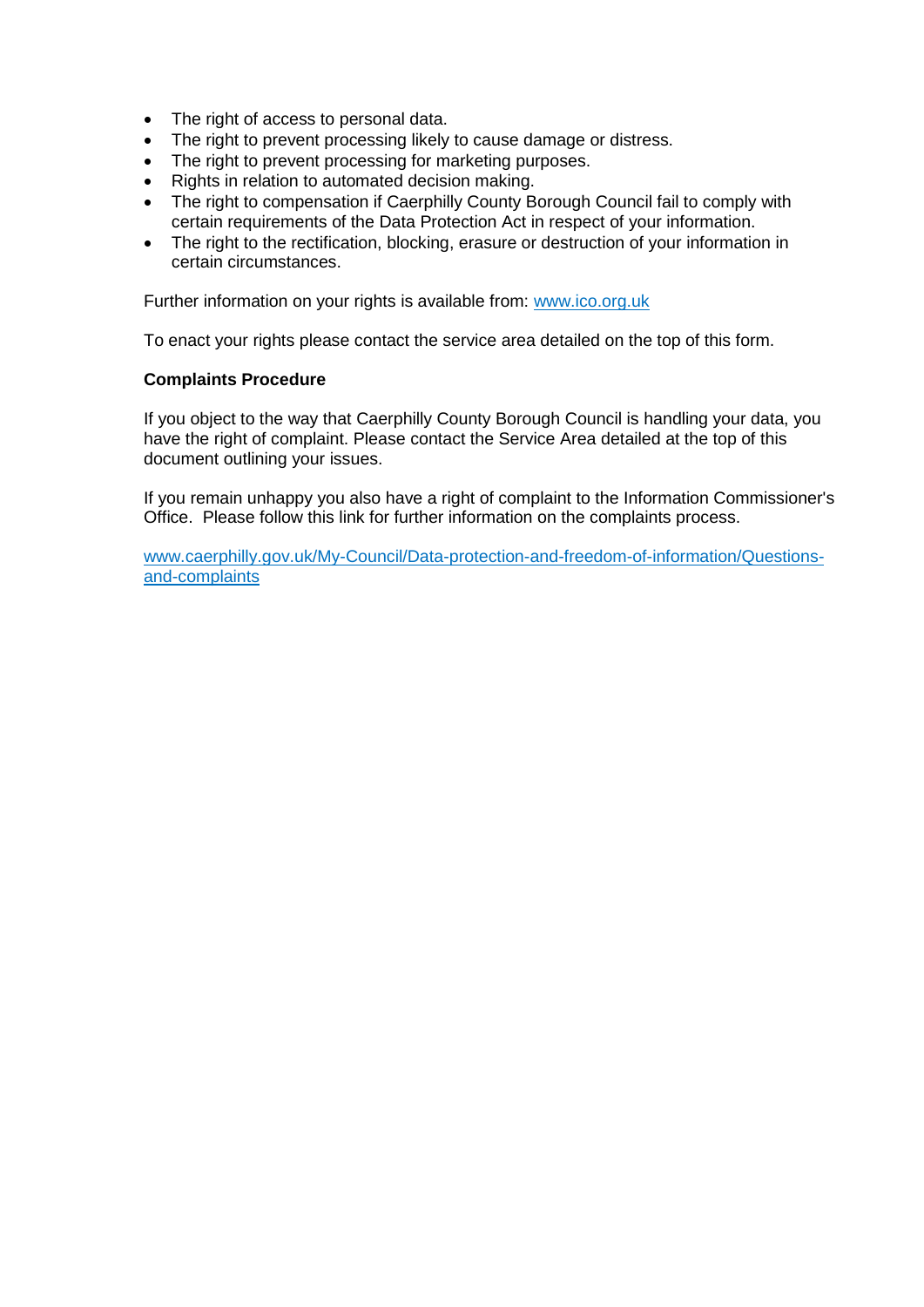- The right of access to personal data.
- The right to prevent processing likely to cause damage or distress.
- The right to prevent processing for marketing purposes.
- Rights in relation to automated decision making.
- The right to compensation if Caerphilly County Borough Council fail to comply with certain requirements of the Data Protection Act in respect of your information.
- The right to the rectification, blocking, erasure or destruction of your information in certain circumstances.

Further information on your rights is available from: [www.ico.org.uk](http://www.ico.org.uk)

To enact your rights please contact the service area detailed on the top of this form.

**Complaints Procedure**

If you object to the way that Caerphilly County Borough Council is handling your data, you have the right of complaint. Please contact the Service Area detailed at the top of this document outlining your issues.

If you remain unhappy you also have a right of complaint to the Information Commissioner's Office. Please follow this link for further information on the complaints process.

[www.caerphilly.gov.uk/My-Council/Data-protection-and-freedom-of-information/Questions-and-complaints](http://www.caerphilly.gov.uk/My-Council/Data-protection-and-freedom-of-information/Questions-and-complaints)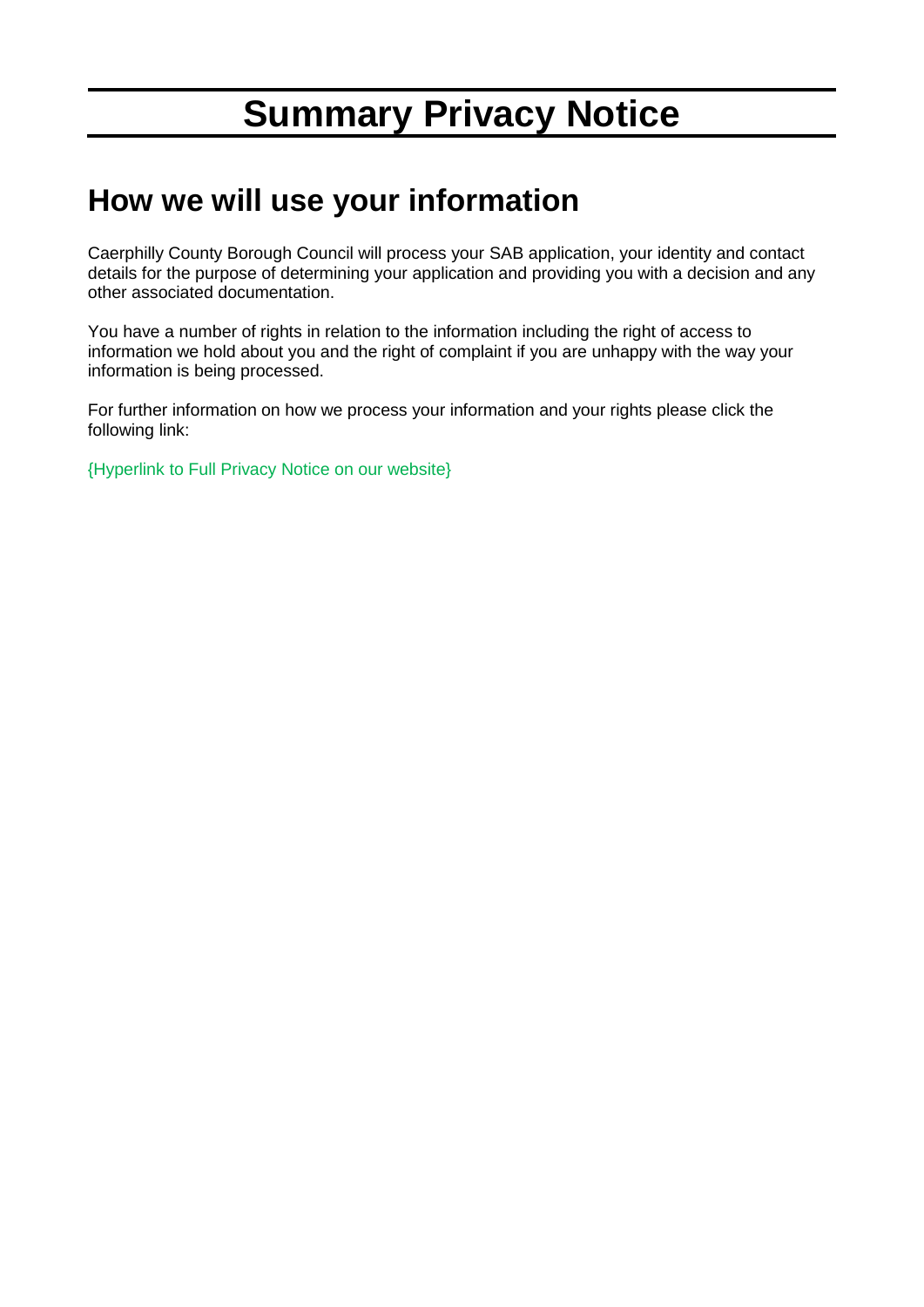# Summary Privacy Notice

## How we will use your information

Caerphilly County Borough Council will process your SAB application, your identity and contact details for the purpose of determining your application and providing you with a decision and any other associated documentation.

You have a number of rights in relation to the information including the right of access to information we hold about you and the right of complaint if you are unhappy with the way your information is being processed.

For further information on how we process your information and your rights please click the following link:

{Hyperlink to Full Privacy Notice on our website}